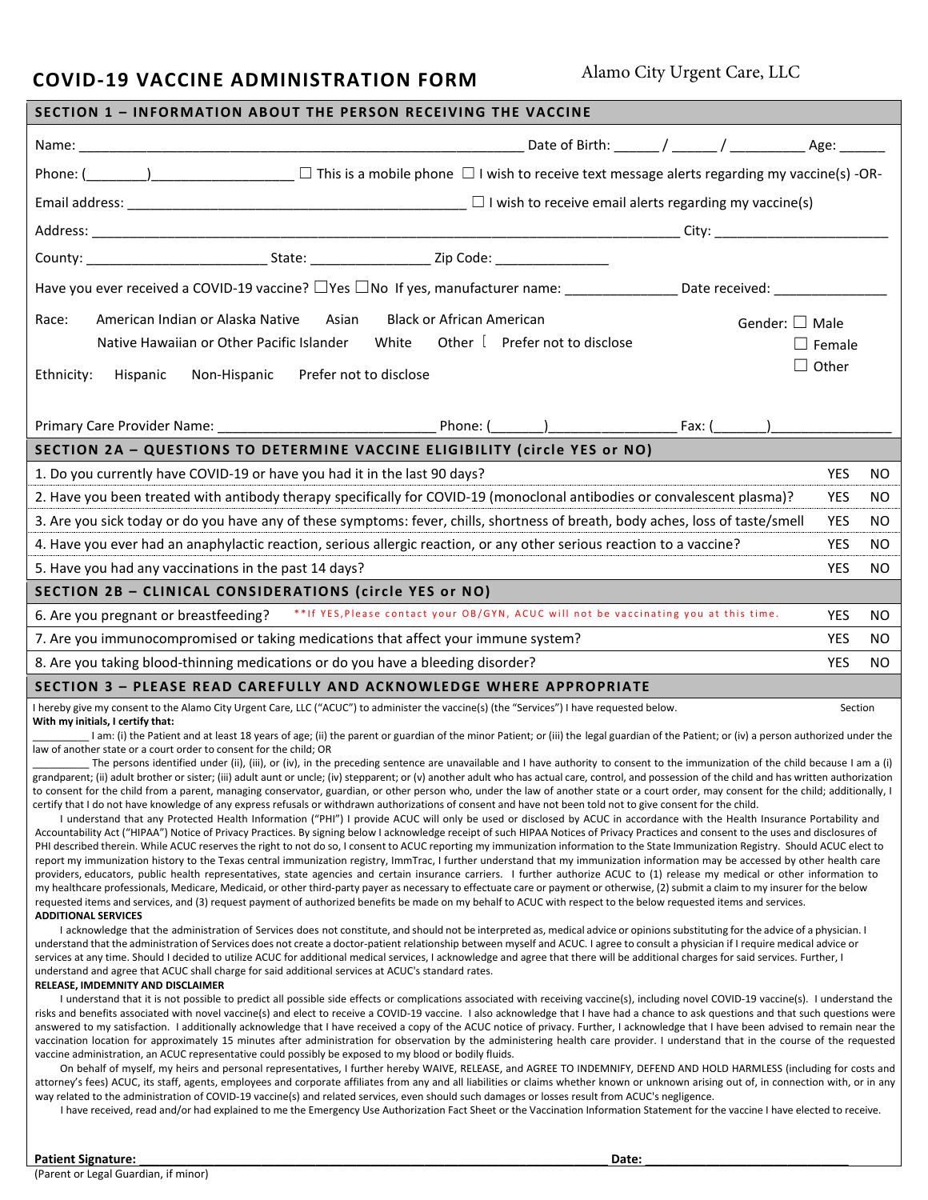# COVID-19 VACCINE ADMINISTRATION FORM

Alamo City Urgent Care, LLC

## SECTION 1 – INFORMATION ABOUT THE PERSON RECEIVING THE VACCINE

Name: ____________________________________________________________ Date of Birth: ______ / ______ / __________ Age: ______

Phone: (________)___________________ ☐ This is a mobile phone ☐ I wish to receive text message alerts regarding my vaccine(s) -OR-

Email address: ____________________________________________ ☐ I wish to receive email alerts regarding my vaccine(s)

Address: ____________________________________________________________________________ City: _______________________

County: ________________________ State: ________________ Zip Code: _______________

Have you ever received a COVID-19 vaccine? ☐Yes ☐No If yes, manufacturer name: _______________ Date received: _______________

Race: American Indian or Alaska Native Asian Black or African American Native Hawaiian or Other Pacific Islander White Other [ Prefer not to disclose

Gender: ☐ Male ☐ Female ☐ Other

Ethnicity: Hispanic Non-Hispanic Prefer not to disclose

Primary Care Provider Name: ____________________________ Phone: (_______)________________ Fax: (_______)________________

## SECTION 2A – QUESTIONS TO DETERMINE VACCINE ELIGIBILITY (circle YES or NO)

| | | |
|---|---|---|
| 1. Do you currently have COVID-19 or have you had it in the last 90 days? | YES | NO |
| 2. Have you been treated with antibody therapy specifically for COVID-19 (monoclonal antibodies or convalescent plasma)? | YES | NO |
| 3. Are you sick today or do you have any of these symptoms: fever, chills, shortness of breath, body aches, loss of taste/smell | YES | NO |
| 4. Have you ever had an anaphylactic reaction, serious allergic reaction, or any other serious reaction to a vaccine? | YES | NO |
| 5. Have you had any vaccinations in the past 14 days? | YES | NO |

## SECTION 2B – CLINICAL CONSIDERATIONS (circle YES or NO)

| | | |
|---|---|---|
| 6. Are you pregnant or breastfeeding? **If YES,Please contact your OB/GYN, ACUC will not be vaccinating you at this time. | YES | NO |
| 7. Are you immunocompromised or taking medications that affect your immune system? | YES | NO |
| 8. Are you taking blood-thinning medications or do you have a bleeding disorder? | YES | NO |

## SECTION 3 – PLEASE READ CAREFULLY AND ACKNOWLEDGE WHERE APPROPRIATE

I hereby give my consent to the Alamo City Urgent Care, LLC ("ACUC") to administer the vaccine(s) (the "Services") I have requested below. Section

**With my initials, I certify that:**

__________ I am: (i) the Patient and at least 18 years of age; (ii) the parent or guardian of the minor Patient; or (iii) the legal guardian of the Patient; or (iv) a person authorized under the law of another state or a court order to consent for the child; OR

__________ The persons identified under (ii), (iii), or (iv), in the preceding sentence are unavailable and I have authority to consent to the immunization of the child because I am a (i) grandparent; (ii) adult brother or sister; (iii) adult aunt or uncle; (iv) stepparent; or (v) another adult who has actual care, control, and possession of the child and has written authorization to consent for the child from a parent, managing conservator, guardian, or other person who, under the law of another state or a court order, may consent for the child; additionally, I certify that I do not have knowledge of any express refusals or withdrawn authorizations of consent and have not been told not to give consent for the child.

I understand that any Protected Health Information ("PHI") I provide ACUC will only be used or disclosed by ACUC in accordance with the Health Insurance Portability and Accountability Act ("HIPAA") Notice of Privacy Practices. By signing below I acknowledge receipt of such HIPAA Notices of Privacy Practices and consent to the uses and disclosures of PHI described therein. While ACUC reserves the right to not do so, I consent to ACUC reporting my immunization information to the State Immunization Registry. Should ACUC elect to report my immunization history to the Texas central immunization registry, ImmTrac, I further understand that my immunization information may be accessed by other health care providers, educators, public health representatives, state agencies and certain insurance carriers. I further authorize ACUC to (1) release my medical or other information to my healthcare professionals, Medicare, Medicaid, or other third-party payer as necessary to effectuate care or payment or otherwise, (2) submit a claim to my insurer for the below requested items and services, and (3) request payment of authorized benefits be made on my behalf to ACUC with respect to the below requested items and services.

**ADDITIONAL SERVICES**

I acknowledge that the administration of Services does not constitute, and should not be interpreted as, medical advice or opinions substituting for the advice of a physician. I understand that the administration of Services does not create a doctor-patient relationship between myself and ACUC. I agree to consult a physician if I require medical advice or services at any time. Should I decided to utilize ACUC for additional medical services, I acknowledge and agree that there will be additional charges for said services. Further, I understand and agree that ACUC shall charge for said additional services at ACUC's standard rates.

**RELEASE, IMDEMNITY AND DISCLAIMER**

I understand that it is not possible to predict all possible side effects or complications associated with receiving vaccine(s), including novel COVID-19 vaccine(s). I understand the risks and benefits associated with novel vaccine(s) and elect to receive a COVID-19 vaccine. I also acknowledge that I have had a chance to ask questions and that such questions were answered to my satisfaction. I additionally acknowledge that I have received a copy of the ACUC notice of privacy. Further, I acknowledge that I have been advised to remain near the vaccination location for approximately 15 minutes after administration for observation by the administering health care provider. I understand that in the course of the requested vaccine administration, an ACUC representative could possibly be exposed to my blood or bodily fluids.

On behalf of myself, my heirs and personal representatives, I further hereby WAIVE, RELEASE, and AGREE TO INDEMNIFY, DEFEND AND HOLD HARMLESS (including for costs and attorney's fees) ACUC, its staff, agents, employees and corporate affiliates from any and all liabilities or claims whether known or unknown arising out of, in connection with, or in any way related to the administration of COVID-19 vaccine(s) and related services, even should such damages or losses result from ACUC's negligence.

I have received, read and/or had explained to me the Emergency Use Authorization Fact Sheet or the Vaccination Information Statement for the vaccine I have elected to receive.

**Patient Signature:** ________________________________________________________________ **Date:** ____________________________

(Parent or Legal Guardian, if minor)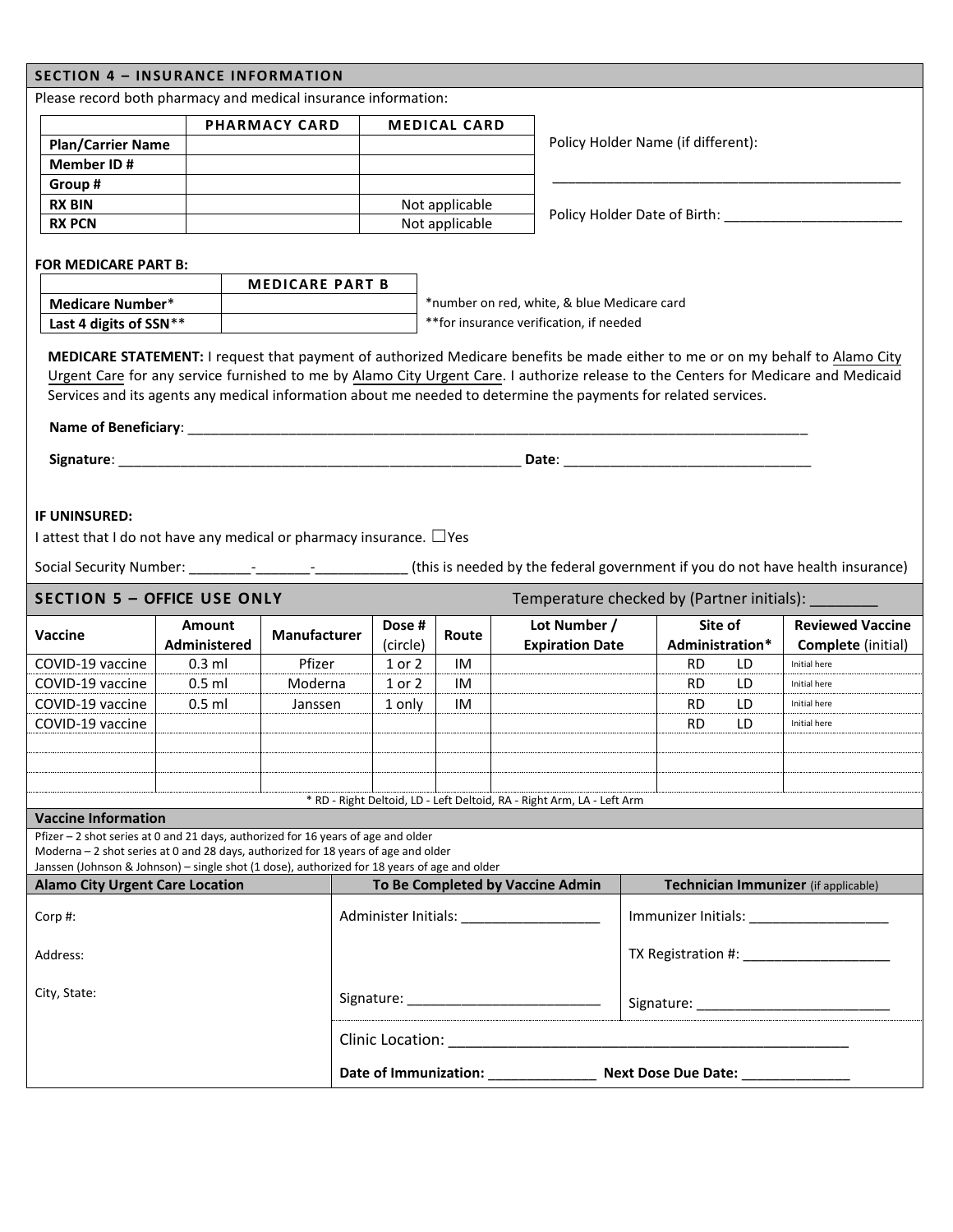## SECTION 4 – INSURANCE INFORMATION

Please record both pharmacy and medical insurance information:

| | PHARMACY CARD | MEDICAL CARD |
|---|---|---|
| **Plan/Carrier Name** | | |
| **Member ID #** | | |
| **Group #** | | |
| **RX BIN** | | Not applicable |
| **RX PCN** | | Not applicable |

Policy Holder Name (if different):

_______________________________________________

Policy Holder Date of Birth: _______________________

**FOR MEDICARE PART B:**

| | MEDICARE PART B |
|---|---|
| **Medicare Number*** | |
| **Last 4 digits of SSN**** | |

*number on red, white, & blue Medicare card
**for insurance verification, if needed

**MEDICARE STATEMENT:** I request that payment of authorized Medicare benefits be made either to me or on my behalf to Alamo City Urgent Care for any service furnished to me by Alamo City Urgent Care. I authorize release to the Centers for Medicare and Medicaid Services and its agents any medical information about me needed to determine the payments for related services.

**Name of Beneficiary**: ___________________________________________________________________________________

**Signature**: ____________________________________________________ **Date**: ________________________________

**IF UNINSURED:**

I attest that I do not have any medical or pharmacy insurance. ☐Yes

Social Security Number: ________-_______-___________ (this is needed by the federal government if you do not have health insurance)

## SECTION 5 – OFFICE USE ONLY

Temperature checked by (Partner initials): ________

| Vaccine | Amount Administered | Manufacturer | Dose # (circle) | Route | Lot Number / Expiration Date | Site of Administration* | Reviewed Vaccine Complete (initial) |
|---|---|---|---|---|---|---|---|
| COVID-19 vaccine | 0.3 ml | Pfizer | 1 or 2 | IM | | RD LD | Initial here |
| COVID-19 vaccine | 0.5 ml | Moderna | 1 or 2 | IM | | RD LD | Initial here |
| COVID-19 vaccine | 0.5 ml | Janssen | 1 only | IM | | RD LD | Initial here |
| COVID-19 vaccine | | | | | | RD LD | Initial here |
| | | | | | | | |
| | | | | | | | |
| | | | | | | | |

* RD - Right Deltoid, LD - Left Deltoid, RA - Right Arm, LA - Left Arm

**Vaccine Information**

Pfizer – 2 shot series at 0 and 21 days, authorized for 16 years of age and older
Moderna – 2 shot series at 0 and 28 days, authorized for 18 years of age and older
Janssen (Johnson & Johnson) – single shot (1 dose), authorized for 18 years of age and older

| Alamo City Urgent Care Location | To Be Completed by Vaccine Admin | Technician Immunizer (if applicable) |
|---|---|---|
| Corp #: | Administer Initials: __________________ | Immunizer Initials: __________________ |
| Address: | | TX Registration #: ___________________ |
| City, State: | Signature: _________________________ | Signature: _________________________ |

Clinic Location: ___________________________________________________

**Date of Immunization:** ______________ **Next Dose Due Date:** ______________